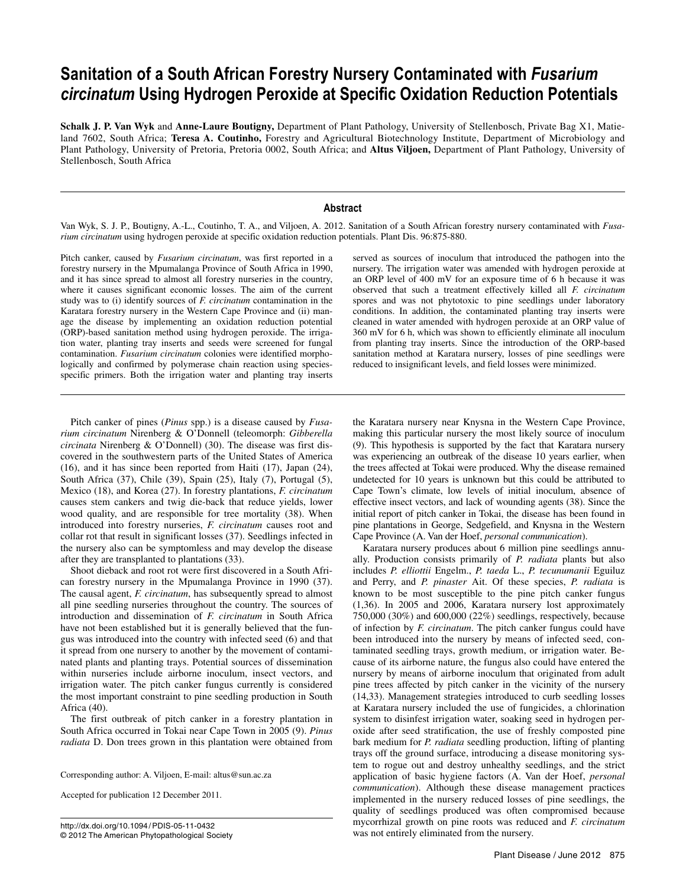# Sanitation of a South African Forestry Nursery Contaminated with *Fusarium circinatum* Using Hydrogen Peroxide at Specific Oxidation Reduction Potentials

**Schalk J. P. Van Wyk** and **Anne-Laure Boutigny,** Department of Plant Pathology, University of Stellenbosch, Private Bag X1, Matieland 7602, South Africa; **Teresa A. Coutinho,** Forestry and Agricultural Biotechnology Institute, Department of Microbiology and Plant Pathology, University of Pretoria, Pretoria 0002, South Africa; and **Altus Viljoen,** Department of Plant Pathology, University of Stellenbosch, South Africa

## Abstract

Van Wyk, S. J. P., Boutigny, A.-L., Coutinho, T. A., and Viljoen, A. 2012. Sanitation of a South African forestry nursery contaminated with *Fusarium circinatum* using hydrogen peroxide at specific oxidation reduction potentials. Plant Dis. 96:875-880.

Pitch canker, caused by *Fusarium circinatum*, was first reported in a forestry nursery in the Mpumalanga Province of South Africa in 1990, and it has since spread to almost all forestry nurseries in the country, where it causes significant economic losses. The aim of the current study was to (i) identify sources of *F. circinatum* contamination in the Karatara forestry nursery in the Western Cape Province and (ii) manage the disease by implementing an oxidation reduction potential (ORP)-based sanitation method using hydrogen peroxide. The irrigation water, planting tray inserts and seeds were screened for fungal contamination. *Fusarium circinatum* colonies were identified morphologically and confirmed by polymerase chain reaction using species-specific primers. Both the irrigation water and planting tray inserts served as sources of inoculum that introduced the pathogen into the nursery. The irrigation water was amended with hydrogen peroxide at an ORP level of 400 mV for an exposure time of 6 h because it was observed that such a treatment effectively killed all *F. circinatum* spores and was not phytotoxic to pine seedlings under laboratory conditions. In addition, the contaminated planting tray inserts were cleaned in water amended with hydrogen peroxide at an ORP value of 360 mV for 6 h, which was shown to efficiently eliminate all inoculum from planting tray inserts. Since the introduction of the ORP-based sanitation method at Karatara nursery, losses of pine seedlings were reduced to insignificant levels, and field losses were minimized.

Pitch canker of pines (*Pinus* spp.) is a disease caused by *Fusarium circinatum* Nirenberg & O'Donnell (teleomorph: *Gibberella circinata* Nirenberg & O'Donnell) (30). The disease was first discovered in the southwestern parts of the United States of America (16), and it has since been reported from Haiti (17), Japan (24), South Africa (37), Chile (39), Spain (25), Italy (7), Portugal (5), Mexico (18), and Korea (27). In forestry plantations, *F. circinatum* causes stem cankers and twig die-back that reduce yields, lower wood quality, and are responsible for tree mortality (38). When introduced into forestry nurseries, *F. circinatum* causes root and collar rot that result in significant losses (37). Seedlings infected in the nursery also can be symptomless and may develop the disease after they are transplanted to plantations (33).

Shoot dieback and root rot were first discovered in a South African forestry nursery in the Mpumalanga Province in 1990 (37). The causal agent, *F. circinatum*, has subsequently spread to almost all pine seedling nurseries throughout the country. The sources of introduction and dissemination of *F. circinatum* in South Africa have not been established but it is generally believed that the fungus was introduced into the country with infected seed (6) and that it spread from one nursery to another by the movement of contaminated plants and planting trays. Potential sources of dissemination within nurseries include airborne inoculum, insect vectors, and irrigation water. The pitch canker fungus currently is considered the most important constraint to pine seedling production in South Africa (40).

The first outbreak of pitch canker in a forestry plantation in South Africa occurred in Tokai near Cape Town in 2005 (9). *Pinus radiata* D. Don trees grown in this plantation were obtained from the Karatara nursery near Knysna in the Western Cape Province, making this particular nursery the most likely source of inoculum (9). This hypothesis is supported by the fact that Karatara nursery was experiencing an outbreak of the disease 10 years earlier, when the trees affected at Tokai were produced. Why the disease remained undetected for 10 years is unknown but this could be attributed to Cape Town's climate, low levels of initial inoculum, absence of effective insect vectors, and lack of wounding agents (38). Since the initial report of pitch canker in Tokai, the disease has been found in pine plantations in George, Sedgefield, and Knysna in the Western Cape Province (A. Van der Hoef, *personal communication*).

Karatara nursery produces about 6 million pine seedlings annually. Production consists primarily of *P. radiata* plants but also includes *P. elliottii* Engelm., *P. taeda* L., *P. tecunumanii* Eguiluz and Perry, and *P. pinaster* Ait. Of these species, *P. radiata* is known to be most susceptible to the pine pitch canker fungus (1,36). In 2005 and 2006, Karatara nursery lost approximately 750,000 (30%) and 600,000 (22%) seedlings, respectively, because of infection by *F. circinatum*. The pitch canker fungus could have been introduced into the nursery by means of infected seed, contaminated seedling trays, growth medium, or irrigation water. Because of its airborne nature, the fungus also could have entered the nursery by means of airborne inoculum that originated from adult pine trees affected by pitch canker in the vicinity of the nursery (14,33). Management strategies introduced to curb seedling losses at Karatara nursery included the use of fungicides, a chlorination system to disinfest irrigation water, soaking seed in hydrogen peroxide after seed stratification, the use of freshly composted pine bark medium for *P. radiata* seedling production, lifting of planting trays off the ground surface, introducing a disease monitoring system to rogue out and destroy unhealthy seedlings, and the strict application of basic hygiene factors (A. Van der Hoef, *personal communication*). Although these disease management practices implemented in the nursery reduced losses of pine seedlings, the quality of seedlings produced was often compromised because mycorrhizal growth on pine roots was reduced and *F. circinatum* was not entirely eliminated from the nursery.

Corresponding author: A. Viljoen, E-mail: altus@sun.ac.za

Accepted for publication 12 December 2011.

http://dx.doi.org/10.1094/PDIS-05-11-0432
© 2012 The American Phytopathological Society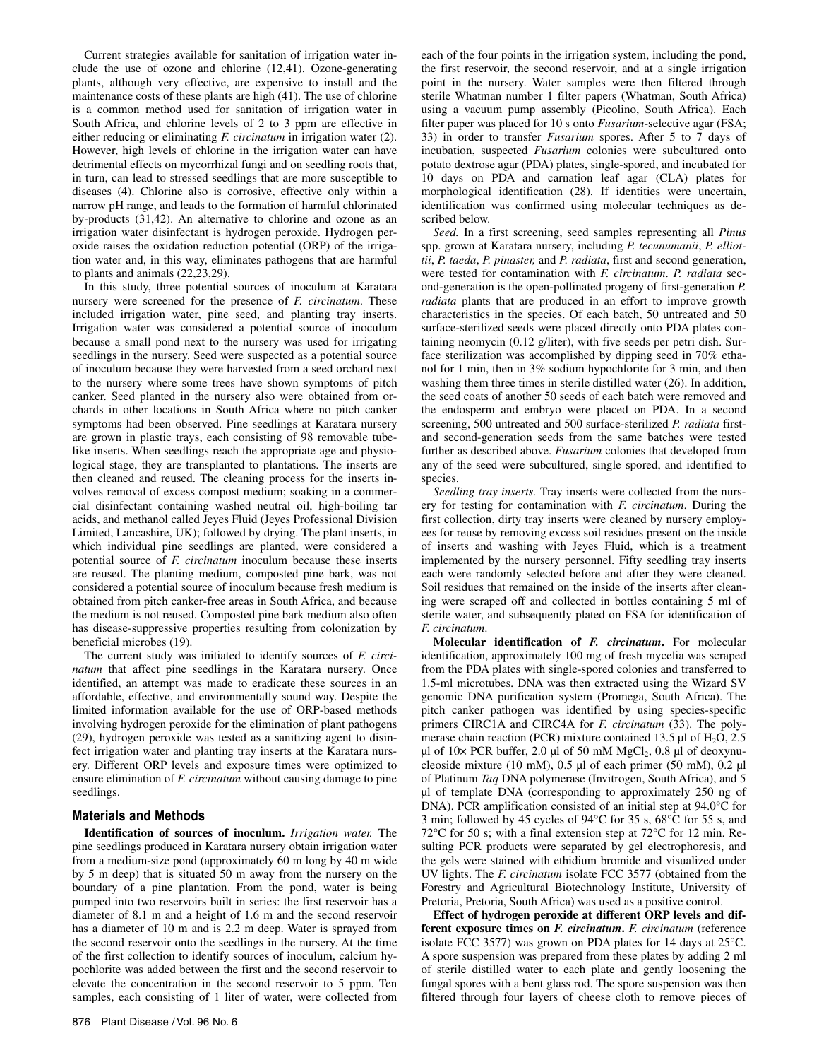Current strategies available for sanitation of irrigation water include the use of ozone and chlorine (12,41). Ozone-generating plants, although very effective, are expensive to install and the maintenance costs of these plants are high (41). The use of chlorine is a common method used for sanitation of irrigation water in South Africa, and chlorine levels of 2 to 3 ppm are effective in either reducing or eliminating *F. circinatum* in irrigation water (2). However, high levels of chlorine in the irrigation water can have detrimental effects on mycorrhizal fungi and on seedling roots that, in turn, can lead to stressed seedlings that are more susceptible to diseases (4). Chlorine also is corrosive, effective only within a narrow pH range, and leads to the formation of harmful chlorinated by-products (31,42). An alternative to chlorine and ozone as an irrigation water disinfectant is hydrogen peroxide. Hydrogen peroxide raises the oxidation reduction potential (ORP) of the irrigation water and, in this way, eliminates pathogens that are harmful to plants and animals (22,23,29).

In this study, three potential sources of inoculum at Karatara nursery were screened for the presence of *F. circinatum*. These included irrigation water, pine seed, and planting tray inserts. Irrigation water was considered a potential source of inoculum because a small pond next to the nursery was used for irrigating seedlings in the nursery. Seed were suspected as a potential source of inoculum because they were harvested from a seed orchard next to the nursery where some trees have shown symptoms of pitch canker. Seed planted in the nursery also were obtained from orchards in other locations in South Africa where no pitch canker symptoms had been observed. Pine seedlings at Karatara nursery are grown in plastic trays, each consisting of 98 removable tube-like inserts. When seedlings reach the appropriate age and physiological stage, they are transplanted to plantations. The inserts are then cleaned and reused. The cleaning process for the inserts involves removal of excess compost medium; soaking in a commercial disinfectant containing washed neutral oil, high-boiling tar acids, and methanol called Jeyes Fluid (Jeyes Professional Division Limited, Lancashire, UK); followed by drying. The plant inserts, in which individual pine seedlings are planted, were considered a potential source of *F. circinatum* inoculum because these inserts are reused. The planting medium, composted pine bark, was not considered a potential source of inoculum because fresh medium is obtained from pitch canker-free areas in South Africa, and because the medium is not reused. Composted pine bark medium also often has disease-suppressive properties resulting from colonization by beneficial microbes (19).

The current study was initiated to identify sources of *F. circinatum* that affect pine seedlings in the Karatara nursery. Once identified, an attempt was made to eradicate these sources in an affordable, effective, and environmentally sound way. Despite the limited information available for the use of ORP-based methods involving hydrogen peroxide for the elimination of plant pathogens (29), hydrogen peroxide was tested as a sanitizing agent to disinfect irrigation water and planting tray inserts at the Karatara nursery. Different ORP levels and exposure times were optimized to ensure elimination of *F. circinatum* without causing damage to pine seedlings.

## Materials and Methods

**Identification of sources of inoculum.** *Irrigation water.* The pine seedlings produced in Karatara nursery obtain irrigation water from a medium-size pond (approximately 60 m long by 40 m wide by 5 m deep) that is situated 50 m away from the nursery on the boundary of a pine plantation. From the pond, water is being pumped into two reservoirs built in series: the first reservoir has a diameter of 8.1 m and a height of 1.6 m and the second reservoir has a diameter of 10 m and is 2.2 m deep. Water is sprayed from the second reservoir onto the seedlings in the nursery. At the time of the first collection to identify sources of inoculum, calcium hypochlorite was added between the first and the second reservoir to elevate the concentration in the second reservoir to 5 ppm. Ten samples, each consisting of 1 liter of water, were collected from each of the four points in the irrigation system, including the pond, the first reservoir, the second reservoir, and at a single irrigation point in the nursery. Water samples were then filtered through sterile Whatman number 1 filter papers (Whatman, South Africa) using a vacuum pump assembly (Picolino, South Africa). Each filter paper was placed for 10 s onto *Fusarium*-selective agar (FSA; 33) in order to transfer *Fusarium* spores. After 5 to 7 days of incubation, suspected *Fusarium* colonies were subcultured onto potato dextrose agar (PDA) plates, single-spored, and incubated for 10 days on PDA and carnation leaf agar (CLA) plates for morphological identification (28). If identities were uncertain, identification was confirmed using molecular techniques as described below.

*Seed.* In a first screening, seed samples representing all *Pinus* spp. grown at Karatara nursery, including *P. tecunumanii*, *P. elliottii*, *P. taeda*, *P. pinaster,* and *P. radiata*, first and second generation, were tested for contamination with *F. circinatum*. *P. radiata* second-generation is the open-pollinated progeny of first-generation *P. radiata* plants that are produced in an effort to improve growth characteristics in the species. Of each batch, 50 untreated and 50 surface-sterilized seeds were placed directly onto PDA plates containing neomycin (0.12 g/liter), with five seeds per petri dish. Surface sterilization was accomplished by dipping seed in 70% ethanol for 1 min, then in 3% sodium hypochlorite for 3 min, and then washing them three times in sterile distilled water (26). In addition, the seed coats of another 50 seeds of each batch were removed and the endosperm and embryo were placed on PDA. In a second screening, 500 untreated and 500 surface-sterilized *P. radiata* first- and second-generation seeds from the same batches were tested further as described above. *Fusarium* colonies that developed from any of the seed were subcultured, single spored, and identified to species.

*Seedling tray inserts.* Tray inserts were collected from the nursery for testing for contamination with *F. circinatum*. During the first collection, dirty tray inserts were cleaned by nursery employees for reuse by removing excess soil residues present on the inside of inserts and washing with Jeyes Fluid, which is a treatment implemented by the nursery personnel. Fifty seedling tray inserts each were randomly selected before and after they were cleaned. Soil residues that remained on the inside of the inserts after cleaning were scraped off and collected in bottles containing 5 ml of sterile water, and subsequently plated on FSA for identification of *F. circinatum*.

**Molecular identification of *F. circinatum*.** For molecular identification, approximately 100 mg of fresh mycelia was scraped from the PDA plates with single-spored colonies and transferred to 1.5-ml microtubes. DNA was then extracted using the Wizard SV genomic DNA purification system (Promega, South Africa). The pitch canker pathogen was identified by using species-specific primers CIRC1A and CIRC4A for *F. circinatum* (33). The polymerase chain reaction (PCR) mixture contained 13.5 µl of $H_2O$, 2.5 µl of 10× PCR buffer, 2.0 µl of 50 mM $MgCl_2$, 0.8 µl of deoxynucleoside mixture (10 mM), 0.5 µl of each primer (50 mM), 0.2 µl of Platinum *Taq* DNA polymerase (Invitrogen, South Africa), and 5 µl of template DNA (corresponding to approximately 250 ng of DNA). PCR amplification consisted of an initial step at 94.0°C for 3 min; followed by 45 cycles of 94°C for 35 s, 68°C for 55 s, and 72°C for 50 s; with a final extension step at 72°C for 12 min. Resulting PCR products were separated by gel electrophoresis, and the gels were stained with ethidium bromide and visualized under UV lights. The *F. circinatum* isolate FCC 3577 (obtained from the Forestry and Agricultural Biotechnology Institute, University of Pretoria, Pretoria, South Africa) was used as a positive control.

**Effect of hydrogen peroxide at different ORP levels and different exposure times on *F. circinatum*.** *F. circinatum* (reference isolate FCC 3577) was grown on PDA plates for 14 days at 25°C. A spore suspension was prepared from these plates by adding 2 ml of sterile distilled water to each plate and gently loosening the fungal spores with a bent glass rod. The spore suspension was then filtered through four layers of cheese cloth to remove pieces of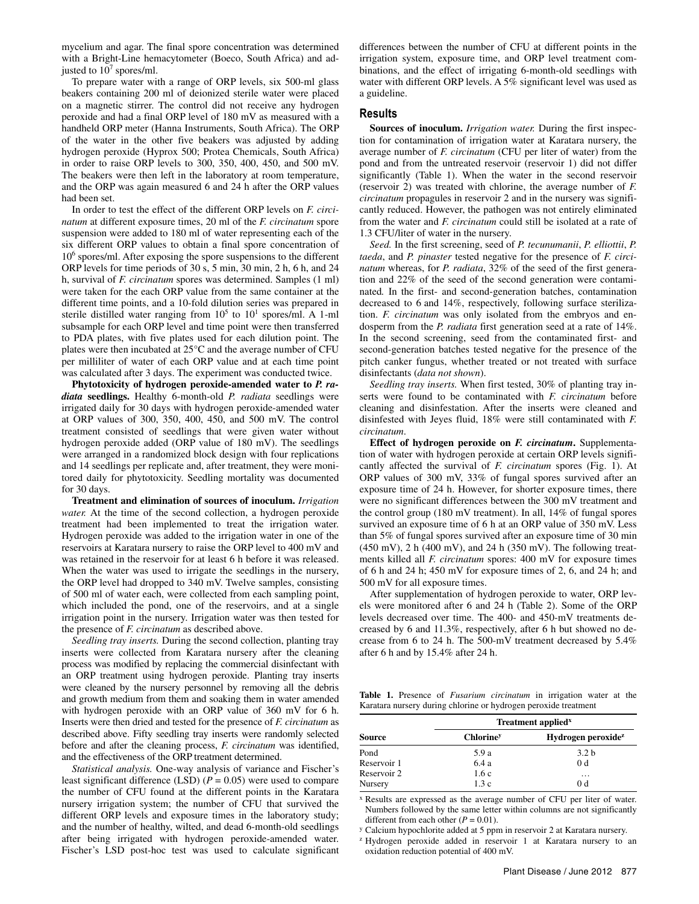mycelium and agar. The final spore concentration was determined with a Bright-Line hemacytometer (Boeco, South Africa) and adjusted to $10^7$ spores/ml.

To prepare water with a range of ORP levels, six 500-ml glass beakers containing 200 ml of deionized sterile water were placed on a magnetic stirrer. The control did not receive any hydrogen peroxide and had a final ORP level of 180 mV as measured with a handheld ORP meter (Hanna Instruments, South Africa). The ORP of the water in the other five beakers was adjusted by adding hydrogen peroxide (Hyprox 500; Protea Chemicals, South Africa) in order to raise ORP levels to 300, 350, 400, 450, and 500 mV. The beakers were then left in the laboratory at room temperature, and the ORP was again measured 6 and 24 h after the ORP values had been set.

In order to test the effect of the different ORP levels on *F. circinatum* at different exposure times, 20 ml of the *F. circinatum* spore suspension were added to 180 ml of water representing each of the six different ORP values to obtain a final spore concentration of $10^6$ spores/ml. After exposing the spore suspensions to the different ORP levels for time periods of 30 s, 5 min, 30 min, 2 h, 6 h, and 24 h, survival of *F. circinatum* spores was determined. Samples (1 ml) were taken for the each ORP value from the same container at the different time points, and a 10-fold dilution series was prepared in sterile distilled water ranging from $10^5$ to $10^1$ spores/ml. A 1-ml subsample for each ORP level and time point were then transferred to PDA plates, with five plates used for each dilution point. The plates were then incubated at 25°C and the average number of CFU per milliliter of water of each ORP value and at each time point was calculated after 3 days. The experiment was conducted twice.

**Phytotoxicity of hydrogen peroxide-amended water to *P. radiata* seedlings.** Healthy 6-month-old *P. radiata* seedlings were irrigated daily for 30 days with hydrogen peroxide-amended water at ORP values of 300, 350, 400, 450, and 500 mV. The control treatment consisted of seedlings that were given water without hydrogen peroxide added (ORP value of 180 mV). The seedlings were arranged in a randomized block design with four replications and 14 seedlings per replicate and, after treatment, they were monitored daily for phytotoxicity. Seedling mortality was documented for 30 days.

**Treatment and elimination of sources of inoculum.** *Irrigation water.* At the time of the second collection, a hydrogen peroxide treatment had been implemented to treat the irrigation water. Hydrogen peroxide was added to the irrigation water in one of the reservoirs at Karatara nursery to raise the ORP level to 400 mV and was retained in the reservoir for at least 6 h before it was released. When the water was used to irrigate the seedlings in the nursery, the ORP level had dropped to 340 mV. Twelve samples, consisting of 500 ml of water each, were collected from each sampling point, which included the pond, one of the reservoirs, and at a single irrigation point in the nursery. Irrigation water was then tested for the presence of *F. circinatum* as described above.

*Seedling tray inserts.* During the second collection, planting tray inserts were collected from Karatara nursery after the cleaning process was modified by replacing the commercial disinfectant with an ORP treatment using hydrogen peroxide. Planting tray inserts were cleaned by the nursery personnel by removing all the debris and growth medium from them and soaking them in water amended with hydrogen peroxide with an ORP value of 360 mV for 6 h. Inserts were then dried and tested for the presence of *F. circinatum* as described above. Fifty seedling tray inserts were randomly selected before and after the cleaning process, *F. circinatum* was identified, and the effectiveness of the ORP treatment determined.

*Statistical analysis.* One-way analysis of variance and Fischer's least significant difference (LSD) ($P = 0.05$) were used to compare the number of CFU found at the different points in the Karatara nursery irrigation system; the number of CFU that survived the different ORP levels and exposure times in the laboratory study; and the number of healthy, wilted, and dead 6-month-old seedlings after being irrigated with hydrogen peroxide-amended water. Fischer's LSD post-hoc test was used to calculate significant differences between the number of CFU at different points in the irrigation system, exposure time, and ORP level treatment combinations, and the effect of irrigating 6-month-old seedlings with water with different ORP levels. A 5% significant level was used as a guideline.

## Results

**Sources of inoculum.** *Irrigation water.* During the first inspection for contamination of irrigation water at Karatara nursery, the average number of *F. circinatum* (CFU per liter of water) from the pond and from the untreated reservoir (reservoir 1) did not differ significantly (Table 1). When the water in the second reservoir (reservoir 2) was treated with chlorine, the average number of *F. circinatum* propagules in reservoir 2 and in the nursery was significantly reduced. However, the pathogen was not entirely eliminated from the water and *F. circinatum* could still be isolated at a rate of 1.3 CFU/liter of water in the nursery.

*Seed.* In the first screening, seed of *P. tecunumanii*, *P. elliottii*, *P. taeda*, and *P. pinaster* tested negative for the presence of *F. circinatum* whereas, for *P. radiata*, 32% of the seed of the first generation and 22% of the seed of the second generation were contaminated. In the first- and second-generation batches, contamination decreased to 6 and 14%, respectively, following surface sterilization. *F. circinatum* was only isolated from the embryos and endosperm from the *P. radiata* first generation seed at a rate of 14%. In the second screening, seed from the contaminated first- and second-generation batches tested negative for the presence of the pitch canker fungus, whether treated or not treated with surface disinfectants (*data not shown*).

*Seedling tray inserts.* When first tested, 30% of planting tray inserts were found to be contaminated with *F. circinatum* before cleaning and disinfestation. After the inserts were cleaned and disinfested with Jeyes fluid, 18% were still contaminated with *F. circinatum*.

**Effect of hydrogen peroxide on *F. circinatum*.** Supplementation of water with hydrogen peroxide at certain ORP levels significantly affected the survival of *F. circinatum* spores (Fig. 1). At ORP values of 300 mV, 33% of fungal spores survived after an exposure time of 24 h. However, for shorter exposure times, there were no significant differences between the 300 mV treatment and the control group (180 mV treatment). In all, 14% of fungal spores survived an exposure time of 6 h at an ORP value of 350 mV. Less than 5% of fungal spores survived after an exposure time of 30 min (450 mV), 2 h (400 mV), and 24 h (350 mV). The following treatments killed all *F. circinatum* spores: 400 mV for exposure times of 6 h and 24 h; 450 mV for exposure times of 2, 6, and 24 h; and 500 mV for all exposure times.

After supplementation of hydrogen peroxide to water, ORP levels were monitored after 6 and 24 h (Table 2). Some of the ORP levels decreased over time. The 400- and 450-mV treatments decreased by 6 and 11.3%, respectively, after 6 h but showed no decrease from 6 to 24 h. The 500-mV treatment decreased by 5.4% after 6 h and by 15.4% after 24 h.

**Table 1.** Presence of *Fusarium circinatum* in irrigation water at the Karatara nursery during chlorine or hydrogen peroxide treatment

| | Treatment applied[x] | |
|---|---|---|
| **Source** | **Chlorine[y]** | **Hydrogen peroxide[z]** |
| Pond | 5.9 a | 3.2 b |
| Reservoir 1 | 6.4 a | 0 d |
| Reservoir 2 | 1.6 c | … |
| Nursery | 1.3 c | 0 d |

[x] Results are expressed as the average number of CFU per liter of water. Numbers followed by the same letter within columns are not significantly different from each other ($P = 0.01$).

[y] Calcium hypochlorite added at 5 ppm in reservoir 2 at Karatara nursery.

[z] Hydrogen peroxide added in reservoir 1 at Karatara nursery to an oxidation reduction potential of 400 mV.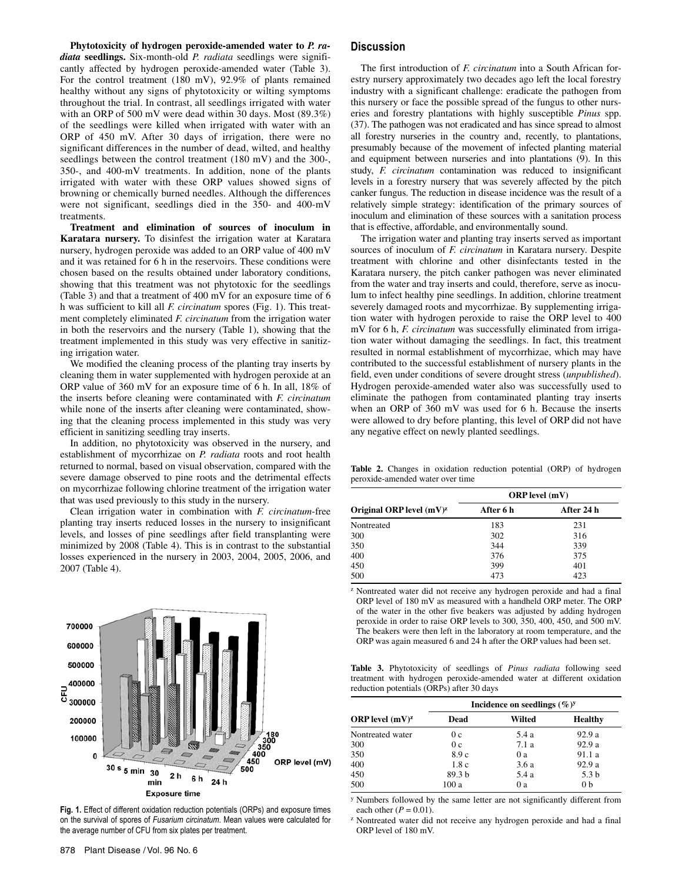**Phytotoxicity of hydrogen peroxide-amended water to *P. radiata* seedlings.** Six-month-old *P. radiata* seedlings were significantly affected by hydrogen peroxide-amended water (Table 3). For the control treatment (180 mV), 92.9% of plants remained healthy without any signs of phytotoxicity or wilting symptoms throughout the trial. In contrast, all seedlings irrigated with water with an ORP of 500 mV were dead within 30 days. Most (89.3%) of the seedlings were killed when irrigated with water with an ORP of 450 mV. After 30 days of irrigation, there were no significant differences in the number of dead, wilted, and healthy seedlings between the control treatment (180 mV) and the 300-, 350-, and 400-mV treatments. In addition, none of the plants irrigated with water with these ORP values showed signs of browning or chemically burned needles. Although the differences were not significant, seedlings died in the 350- and 400-mV treatments.

**Treatment and elimination of sources of inoculum in Karatara nursery.** To disinfest the irrigation water at Karatara nursery, hydrogen peroxide was added to an ORP value of 400 mV and it was retained for 6 h in the reservoirs. These conditions were chosen based on the results obtained under laboratory conditions, showing that this treatment was not phytotoxic for the seedlings (Table 3) and that a treatment of 400 mV for an exposure time of 6 h was sufficient to kill all *F. circinatum* spores (Fig. 1). This treatment completely eliminated *F. circinatum* from the irrigation water in both the reservoirs and the nursery (Table 1), showing that the treatment implemented in this study was very effective in sanitizing irrigation water.

We modified the cleaning process of the planting tray inserts by cleaning them in water supplemented with hydrogen peroxide at an ORP value of 360 mV for an exposure time of 6 h. In all, 18% of the inserts before cleaning were contaminated with *F. circinatum* while none of the inserts after cleaning were contaminated, showing that the cleaning process implemented in this study was very efficient in sanitizing seedling tray inserts.

In addition, no phytotoxicity was observed in the nursery, and establishment of mycorrhizae on *P. radiata* roots and root health returned to normal, based on visual observation, compared with the severe damage observed to pine roots and the detrimental effects on mycorrhizae following chlorine treatment of the irrigation water that was used previously to this study in the nursery.

Clean irrigation water in combination with *F. circinatum*-free planting tray inserts reduced losses in the nursery to insignificant levels, and losses of pine seedlings after field transplanting were minimized by 2008 (Table 4). This is in contrast to the substantial losses experienced in the nursery in 2003, 2004, 2005, 2006, and 2007 (Table 4).

**Fig. 1.** Effect of different oxidation reduction potentials (ORPs) and exposure times on the survival of spores of *Fusarium circinatum*. Mean values were calculated for the average number of CFU from six plates per treatment.

## Discussion

The first introduction of *F. circinatum* into a South African forestry nursery approximately two decades ago left the local forestry industry with a significant challenge: eradicate the pathogen from this nursery or face the possible spread of the fungus to other nurseries and forestry plantations with highly susceptible *Pinus* spp. (37). The pathogen was not eradicated and has since spread to almost all forestry nurseries in the country and, recently, to plantations, presumably because of the movement of infected planting material and equipment between nurseries and into plantations (9). In this study, *F. circinatum* contamination was reduced to insignificant levels in a forestry nursery that was severely affected by the pitch canker fungus. The reduction in disease incidence was the result of a relatively simple strategy: identification of the primary sources of inoculum and elimination of these sources with a sanitation process that is effective, affordable, and environmentally sound.

The irrigation water and planting tray inserts served as important sources of inoculum of *F. circinatum* in Karatara nursery. Despite treatment with chlorine and other disinfectants tested in the Karatara nursery, the pitch canker pathogen was never eliminated from the water and tray inserts and could, therefore, serve as inoculum to infect healthy pine seedlings. In addition, chlorine treatment severely damaged roots and mycorrhizae. By supplementing irrigation water with hydrogen peroxide to raise the ORP level to 400 mV for 6 h, *F. circinatum* was successfully eliminated from irrigation water without damaging the seedlings. In fact, this treatment resulted in normal establishment of mycorrhizae, which may have contributed to the successful establishment of nursery plants in the field, even under conditions of severe drought stress (*unpublished*). Hydrogen peroxide-amended water also was successfully used to eliminate the pathogen from contaminated planting tray inserts when an ORP of 360 mV was used for 6 h. Because the inserts were allowed to dry before planting, this level of ORP did not have any negative effect on newly planted seedlings.

**Table 2.** Changes in oxidation reduction potential (ORP) of hydrogen peroxide-amended water over time

| Original ORP level (mV)[z] | ORP level (mV) After 6 h | ORP level (mV) After 24 h |
|---|---|---|
| Nontreated | 183 | 231 |
| 300 | 302 | 316 |
| 350 | 344 | 339 |
| 400 | 376 | 375 |
| 450 | 399 | 401 |
| 500 | 473 | 423 |

[z] Nontreated water did not receive any hydrogen peroxide and had a final ORP level of 180 mV as measured with a handheld ORP meter. The ORP of the water in the other five beakers was adjusted by adding hydrogen peroxide in order to raise ORP levels to 300, 350, 400, 450, and 500 mV. The beakers were then left in the laboratory at room temperature, and the ORP was again measured 6 and 24 h after the ORP values had been set.

**Table 3.** Phytotoxicity of seedlings of *Pinus radiata* following seed treatment with hydrogen peroxide-amended water at different oxidation reduction potentials (ORPs) after 30 days

| ORP level (mV)[z] | Incidence on seedlings (%)[y] Dead | Wilted | Healthy |
|---|---|---|---|
| Nontreated water | 0 c | 5.4 a | 92.9 a |
| 300 | 0 c | 7.1 a | 92.9 a |
| 350 | 8.9 c | 0 a | 91.1 a |
| 400 | 1.8 c | 3.6 a | 92.9 a |
| 450 | 89.3 b | 5.4 a | 5.3 b |
| 500 | 100 a | 0 a | 0 b |

[y] Numbers followed by the same letter are not significantly different from each other ($P = 0.01$).

[z] Nontreated water did not receive any hydrogen peroxide and had a final ORP level of 180 mV.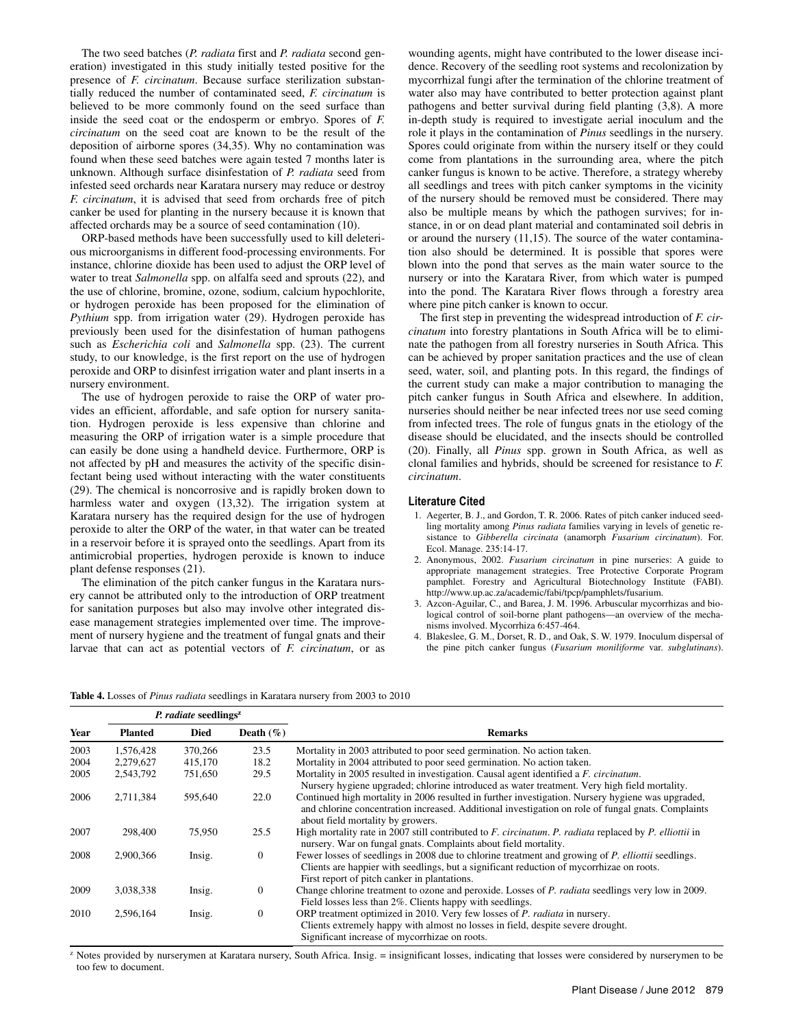The two seed batches (*P. radiata* first and *P. radiata* second generation) investigated in this study initially tested positive for the presence of *F. circinatum*. Because surface sterilization substantially reduced the number of contaminated seed, *F. circinatum* is believed to be more commonly found on the seed surface than inside the seed coat or the endosperm or embryo. Spores of *F. circinatum* on the seed coat are known to be the result of the deposition of airborne spores (34,35). Why no contamination was found when these seed batches were again tested 7 months later is unknown. Although surface disinfestation of *P. radiata* seed from infested seed orchards near Karatara nursery may reduce or destroy *F. circinatum*, it is advised that seed from orchards free of pitch canker be used for planting in the nursery because it is known that affected orchards may be a source of seed contamination (10).

ORP-based methods have been successfully used to kill deleterious microorganisms in different food-processing environments. For instance, chlorine dioxide has been used to adjust the ORP level of water to treat *Salmonella* spp. on alfalfa seed and sprouts (22), and the use of chlorine, bromine, ozone, sodium, calcium hypochlorite, or hydrogen peroxide has been proposed for the elimination of *Pythium* spp. from irrigation water (29). Hydrogen peroxide has previously been used for the disinfestation of human pathogens such as *Escherichia coli* and *Salmonella* spp. (23). The current study, to our knowledge, is the first report on the use of hydrogen peroxide and ORP to disinfest irrigation water and plant inserts in a nursery environment.

The use of hydrogen peroxide to raise the ORP of water provides an efficient, affordable, and safe option for nursery sanitation. Hydrogen peroxide is less expensive than chlorine and measuring the ORP of irrigation water is a simple procedure that can easily be done using a handheld device. Furthermore, ORP is not affected by pH and measures the activity of the specific disinfectant being used without interacting with the water constituents (29). The chemical is noncorrosive and is rapidly broken down to harmless water and oxygen (13,32). The irrigation system at Karatara nursery has the required design for the use of hydrogen peroxide to alter the ORP of the water, in that water can be treated in a reservoir before it is sprayed onto the seedlings. Apart from its antimicrobial properties, hydrogen peroxide is known to induce plant defense responses (21).

The elimination of the pitch canker fungus in the Karatara nursery cannot be attributed only to the introduction of ORP treatment for sanitation purposes but also may involve other integrated disease management strategies implemented over time. The improvement of nursery hygiene and the treatment of fungal gnats and their larvae that can act as potential vectors of *F. circinatum*, or as wounding agents, might have contributed to the lower disease incidence. Recovery of the seedling root systems and recolonization by mycorrhizal fungi after the termination of the chlorine treatment of water also may have contributed to better protection against plant pathogens and better survival during field planting (3,8). A more in-depth study is required to investigate aerial inoculum and the role it plays in the contamination of *Pinus* seedlings in the nursery. Spores could originate from within the nursery itself or they could come from plantations in the surrounding area, where the pitch canker fungus is known to be active. Therefore, a strategy whereby all seedlings and trees with pitch canker symptoms in the vicinity of the nursery should be removed must be considered. There may also be multiple means by which the pathogen survives; for instance, in or on dead plant material and contaminated soil debris in or around the nursery (11,15). The source of the water contamination also should be determined. It is possible that spores were blown into the pond that serves as the main water source to the nursery or into the Karatara River, from which water is pumped into the pond. The Karatara River flows through a forestry area where pine pitch canker is known to occur.

The first step in preventing the widespread introduction of *F. circinatum* into forestry plantations in South Africa will be to eliminate the pathogen from all forestry nurseries in South Africa. This can be achieved by proper sanitation practices and the use of clean seed, water, soil, and planting pots. In this regard, the findings of the current study can make a major contribution to managing the pitch canker fungus in South Africa and elsewhere. In addition, nurseries should neither be near infected trees nor use seed coming from infected trees. The role of fungus gnats in the etiology of the disease should be elucidated, and the insects should be controlled (20). Finally, all *Pinus* spp. grown in South Africa, as well as clonal families and hybrids, should be screened for resistance to *F. circinatum*.

**Table 4.** Losses of *Pinus radiata* seedlings in Karatara nursery from 2003 to 2010

| | *P. radiate* seedlings[z] | | | |
|---|---|---|---|---|
| **Year** | **Planted** | **Died** | **Death (%)** | **Remarks** |
| 2003 | 1,576,428 | 370,266 | 23.5 | Mortality in 2003 attributed to poor seed germination. No action taken. |
| 2004 | 2,279,627 | 415,170 | 18.2 | Mortality in 2004 attributed to poor seed germination. No action taken. |
| 2005 | 2,543,792 | 751,650 | 29.5 | Mortality in 2005 resulted in investigation. Causal agent identified a *F. circinatum*. Nursery hygiene upgraded; chlorine introduced as water treatment. Very high field mortality. |
| 2006 | 2,711,384 | 595,640 | 22.0 | Continued high mortality in 2006 resulted in further investigation. Nursery hygiene was upgraded, and chlorine concentration increased. Additional investigation on role of fungal gnats. Complaints about field mortality by growers. |
| 2007 | 298,400 | 75,950 | 25.5 | High mortality rate in 2007 still contributed to *F. circinatum*. *P. radiata* replaced by *P. elliottii* in nursery. War on fungal gnats. Complaints about field mortality. |
| 2008 | 2,900,366 | Insig. | 0 | Fewer losses of seedlings in 2008 due to chlorine treatment and growing of *P. elliottii* seedlings. Clients are happier with seedlings, but a significant reduction of mycorrhizae on roots. First report of pitch canker in plantations. |
| 2009 | 3,038,338 | Insig. | 0 | Change chlorine treatment to ozone and peroxide. Losses of *P. radiata* seedlings very low in 2009. Field losses less than 2%. Clients happy with seedlings. |
| 2010 | 2,596,164 | Insig. | 0 | ORP treatment optimized in 2010. Very few losses of *P. radiata* in nursery. Clients extremely happy with almost no losses in field, despite severe drought. Significant increase of mycorrhizae on roots. |

[z] Notes provided by nurserymen at Karatara nursery, South Africa. Insig. = insignificant losses, indicating that losses were considered by nurserymen to be too few to document.

## Literature Cited

1. Aegerter, B. J., and Gordon, T. R. 2006. Rates of pitch canker induced seedling mortality among *Pinus radiata* families varying in levels of genetic resistance to *Gibberella circinata* (anamorph *Fusarium circinatum*). For. Ecol. Manage. 235:14-17.
2. Anonymous, 2002. *Fusarium circinatum* in pine nurseries: A guide to appropriate management strategies. Tree Protective Corporate Program pamphlet. Forestry and Agricultural Biotechnology Institute (FABI). http://www.up.ac.za/academic/fabi/tpcp/pamphlets/fusarium.
3. Azcon-Aguilar, C., and Barea, J. M. 1996. Arbuscular mycorrhizas and biological control of soil-borne plant pathogens—an overview of the mechanisms involved. Mycorrhiza 6:457-464.
4. Blakeslee, G. M., Dorset, R. D., and Oak, S. W. 1979. Inoculum dispersal of the pine pitch canker fungus (*Fusarium moniliforme* var. *subglutinans*).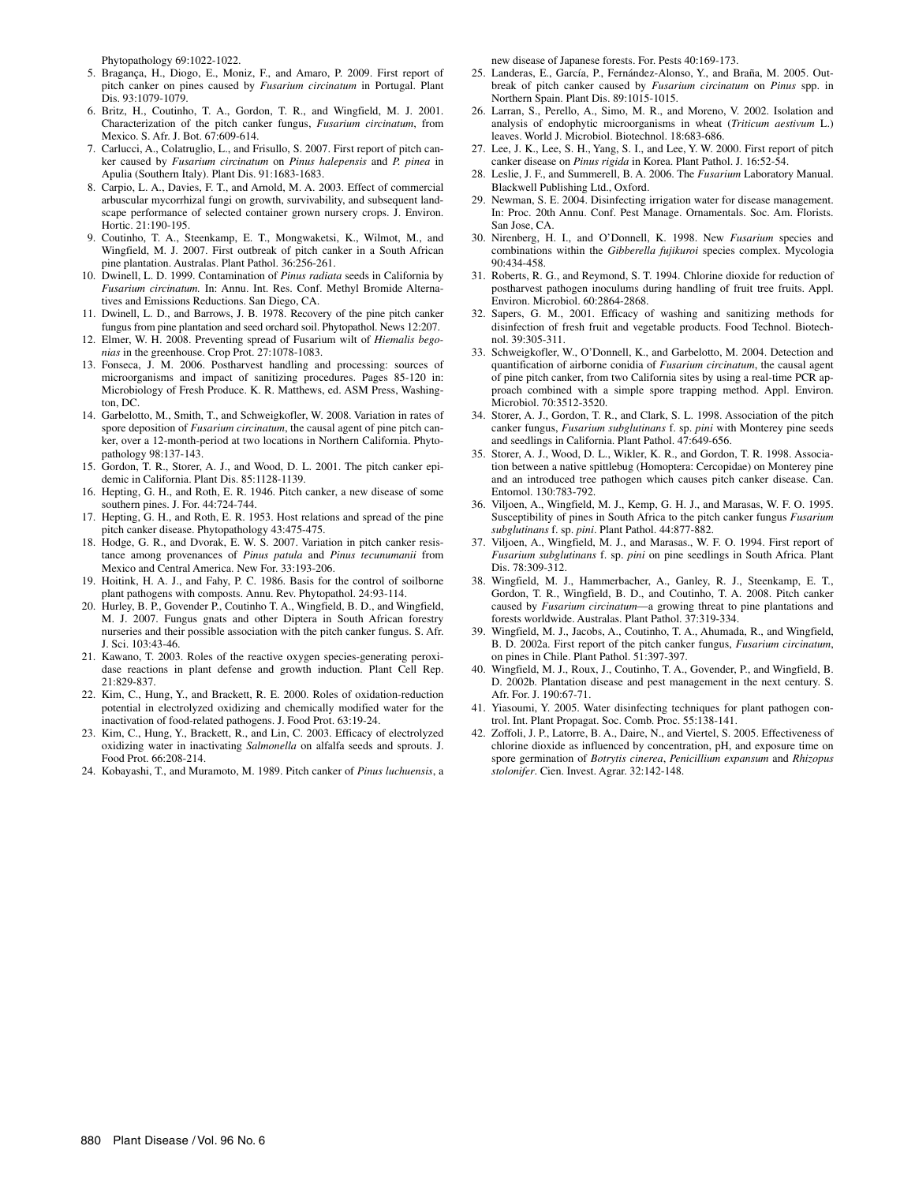Phytopathology 69:1022-1022.

5. Bragança, H., Diogo, E., Moniz, F., and Amaro, P. 2009. First report of pitch canker on pines caused by *Fusarium circinatum* in Portugal. Plant Dis. 93:1079-1079.
6. Britz, H., Coutinho, T. A., Gordon, T. R., and Wingfield, M. J. 2001. Characterization of the pitch canker fungus, *Fusarium circinatum*, from Mexico. S. Afr. J. Bot. 67:609-614.
7. Carlucci, A., Colatruglio, L., and Frisullo, S. 2007. First report of pitch canker caused by *Fusarium circinatum* on *Pinus halepensis* and *P. pinea* in Apulia (Southern Italy). Plant Dis. 91:1683-1683.
8. Carpio, L. A., Davies, F. T., and Arnold, M. A. 2003. Effect of commercial arbuscular mycorrhizal fungi on growth, survivability, and subsequent landscape performance of selected container grown nursery crops. J. Environ. Hortic. 21:190-195.
9. Coutinho, T. A., Steenkamp, E. T., Mongwaketsi, K., Wilmot, M., and Wingfield, M. J. 2007. First outbreak of pitch canker in a South African pine plantation. Australas. Plant Pathol. 36:256-261.
10. Dwinell, L. D. 1999. Contamination of *Pinus radiata* seeds in California by *Fusarium circinatum.* In: Annu. Int. Res. Conf. Methyl Bromide Alternatives and Emissions Reductions. San Diego, CA.
11. Dwinell, L. D., and Barrows, J. B. 1978. Recovery of the pine pitch canker fungus from pine plantation and seed orchard soil. Phytopathol. News 12:207.
12. Elmer, W. H. 2008. Preventing spread of Fusarium wilt of *Hiemalis begonias* in the greenhouse. Crop Prot. 27:1078-1083.
13. Fonseca, J. M. 2006. Postharvest handling and processing: sources of microorganisms and impact of sanitizing procedures. Pages 85-120 in: Microbiology of Fresh Produce. K. R. Matthews, ed. ASM Press, Washington, DC.
14. Garbelotto, M., Smith, T., and Schweigkofler, W. 2008. Variation in rates of spore deposition of *Fusarium circinatum*, the causal agent of pine pitch canker, over a 12-month-period at two locations in Northern California. Phytopathology 98:137-143.
15. Gordon, T. R., Storer, A. J., and Wood, D. L. 2001. The pitch canker epidemic in California. Plant Dis. 85:1128-1139.
16. Hepting, G. H., and Roth, E. R. 1946. Pitch canker, a new disease of some southern pines. J. For. 44:724-744.
17. Hepting, G. H., and Roth, E. R. 1953. Host relations and spread of the pine pitch canker disease. Phytopathology 43:475-475.
18. Hodge, G. R., and Dvorak, E. W. S. 2007. Variation in pitch canker resistance among provenances of *Pinus patula* and *Pinus tecunumanii* from Mexico and Central America. New For. 33:193-206.
19. Hoitink, H. A. J., and Fahy, P. C. 1986. Basis for the control of soilborne plant pathogens with composts. Annu. Rev. Phytopathol. 24:93-114.
20. Hurley, B. P., Govender P., Coutinho T. A., Wingfield, B. D., and Wingfield, M. J. 2007. Fungus gnats and other Diptera in South African forestry nurseries and their possible association with the pitch canker fungus. S. Afr. J. Sci. 103:43-46.
21. Kawano, T. 2003. Roles of the reactive oxygen species-generating peroxidase reactions in plant defense and growth induction. Plant Cell Rep. 21:829-837.
22. Kim, C., Hung, Y., and Brackett, R. E. 2000. Roles of oxidation-reduction potential in electrolyzed oxidizing and chemically modified water for the inactivation of food-related pathogens. J. Food Prot. 63:19-24.
23. Kim, C., Hung, Y., Brackett, R., and Lin, C. 2003. Efficacy of electrolyzed oxidizing water in inactivating *Salmonella* on alfalfa seeds and sprouts. J. Food Prot. 66:208-214.
24. Kobayashi, T., and Muramoto, M. 1989. Pitch canker of *Pinus luchuensis*, a new disease of Japanese forests. For. Pests 40:169-173.
25. Landeras, E., García, P., Fernández-Alonso, Y., and Braña, M. 2005. Outbreak of pitch canker caused by *Fusarium circinatum* on *Pinus* spp. in Northern Spain. Plant Dis. 89:1015-1015.
26. Larran, S., Perello, A., Simo, M. R., and Moreno, V. 2002. Isolation and analysis of endophytic microorganisms in wheat (*Triticum aestivum* L.) leaves. World J. Microbiol. Biotechnol. 18:683-686.
27. Lee, J. K., Lee, S. H., Yang, S. I., and Lee, Y. W. 2000. First report of pitch canker disease on *Pinus rigida* in Korea. Plant Pathol. J. 16:52-54.
28. Leslie, J. F., and Summerell, B. A. 2006. The *Fusarium* Laboratory Manual. Blackwell Publishing Ltd., Oxford.
29. Newman, S. E. 2004. Disinfecting irrigation water for disease management. In: Proc. 20th Annu. Conf. Pest Manage. Ornamentals. Soc. Am. Florists. San Jose, CA.
30. Nirenberg, H. I., and O'Donnell, K. 1998. New *Fusarium* species and combinations within the *Gibberella fujikuroi* species complex. Mycologia 90:434-458.
31. Roberts, R. G., and Reymond, S. T. 1994. Chlorine dioxide for reduction of postharvest pathogen inoculums during handling of fruit tree fruits. Appl. Environ. Microbiol. 60:2864-2868.
32. Sapers, G. M., 2001. Efficacy of washing and sanitizing methods for disinfection of fresh fruit and vegetable products. Food Technol. Biotechnol. 39:305-311.
33. Schweigkofler, W., O'Donnell, K., and Garbelotto, M. 2004. Detection and quantification of airborne conidia of *Fusarium circinatum*, the causal agent of pine pitch canker, from two California sites by using a real-time PCR approach combined with a simple spore trapping method. Appl. Environ. Microbiol. 70:3512-3520.
34. Storer, A. J., Gordon, T. R., and Clark, S. L. 1998. Association of the pitch canker fungus, *Fusarium subglutinans* f. sp. *pini* with Monterey pine seeds and seedlings in California. Plant Pathol. 47:649-656.
35. Storer, A. J., Wood, D. L., Wikler, K. R., and Gordon, T. R. 1998. Association between a native spittlebug (Homoptera: Cercopidae) on Monterey pine and an introduced tree pathogen which causes pitch canker disease. Can. Entomol. 130:783-792.
36. Viljoen, A., Wingfield, M. J., Kemp, G. H. J., and Marasas, W. F. O. 1995. Susceptibility of pines in South Africa to the pitch canker fungus *Fusarium subglutinans* f. sp. *pini*. Plant Pathol. 44:877-882.
37. Viljoen, A., Wingfield, M. J., and Marasas., W. F. O. 1994. First report of *Fusarium subglutinans* f. sp. *pini* on pine seedlings in South Africa. Plant Dis. 78:309-312.
38. Wingfield, M. J., Hammerbacher, A., Ganley, R. J., Steenkamp, E. T., Gordon, T. R., Wingfield, B. D., and Coutinho, T. A. 2008. Pitch canker caused by *Fusarium circinatum*—a growing threat to pine plantations and forests worldwide. Australas. Plant Pathol. 37:319-334.
39. Wingfield, M. J., Jacobs, A., Coutinho, T. A., Ahumada, R., and Wingfield, B. D. 2002a. First report of the pitch canker fungus, *Fusarium circinatum*, on pines in Chile. Plant Pathol. 51:397-397.
40. Wingfield, M. J., Roux, J., Coutinho, T. A., Govender, P., and Wingfield, B. D. 2002b. Plantation disease and pest management in the next century. S. Afr. For. J. 190:67-71.
41. Yiasoumi, Y. 2005. Water disinfecting techniques for plant pathogen control. Int. Plant Propagat. Soc. Comb. Proc. 55:138-141.
42. Zoffoli, J. P., Latorre, B. A., Daire, N., and Viertel, S. 2005. Effectiveness of chlorine dioxide as influenced by concentration, pH, and exposure time on spore germination of *Botrytis cinerea*, *Penicillium expansum* and *Rhizopus stolonifer*. Cien. Invest. Agrar. 32:142-148.